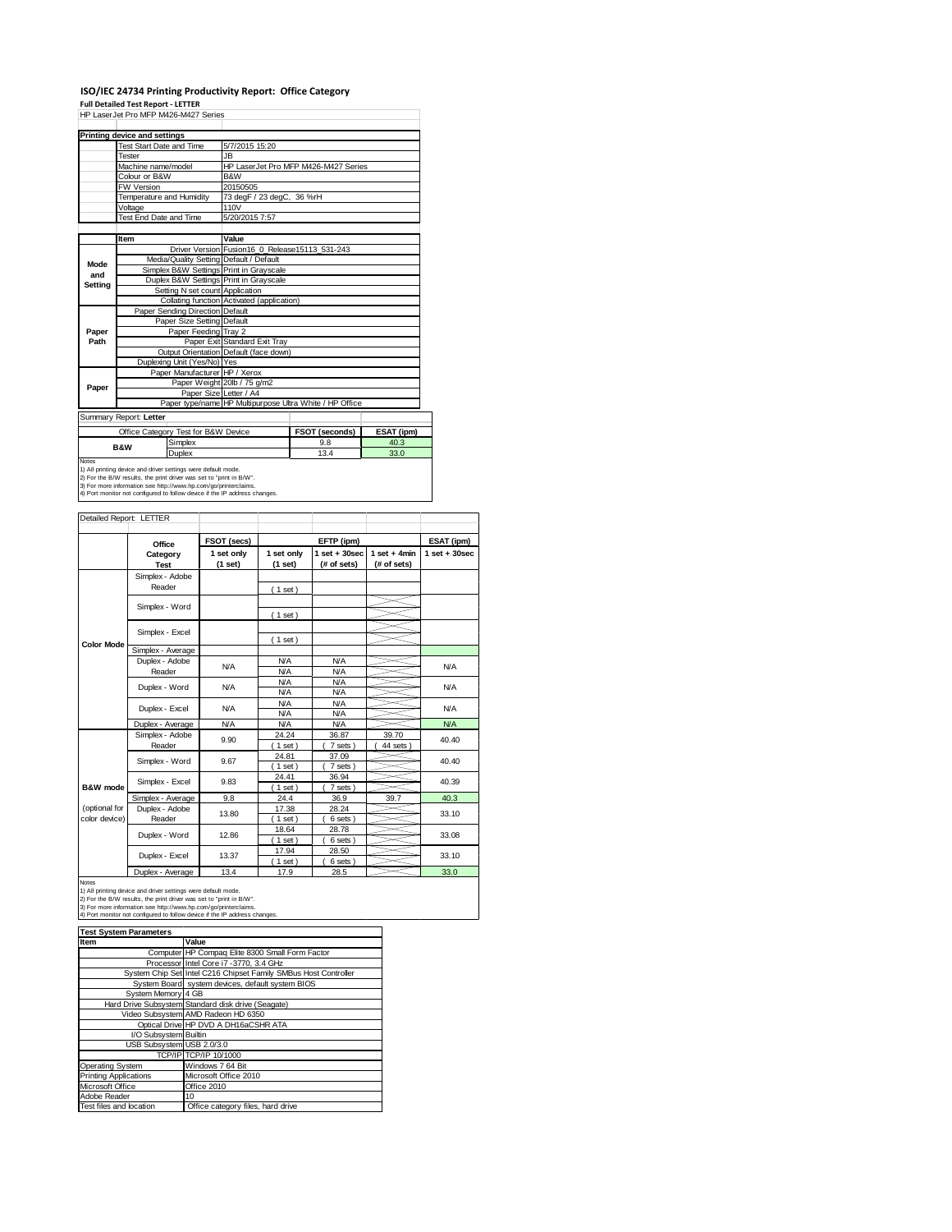# ISO/IEC 24734 Printing Productivity Report: Office Category

**Full Detailed Test Report - LETTER**

HP LaserJet Pro MFP M426-M427 Series

| Printing device and settings | |
|---|---|
| Test Start Date and Time | 5/7/2015 15:20 |
| Tester | JB |
| Machine name/model | HP LaserJet Pro MFP M426-M427 Series |
| Colour or B&W | B&W |
| FW Version | 20150505 |
| Temperature and Humidity | 73 degF / 23 degC, 36 %rH |
| Voltage | 110V |
| Test End Date and Time | 5/20/2015 7:57 |

| | Item | Value |
|---|---|---|
| Mode and Setting | Driver Version | Fusion16_0_Release15113_531-243 |
| | Media/Quality Setting | Default / Default |
| | Simplex B&W Settings | Print in Grayscale |
| | Duplex B&W Settings | Print in Grayscale |
| | Setting N set count | Application |
| | Collating function | Activated (application) |
| Paper Path | Paper Sending Direction | Default |
| | Paper Size Setting | Default |
| | Paper Feeding | Tray 2 |
| | Paper Exit | Standard Exit Tray |
| | Output Orientation | Default (face down) |
| | Duplexing Unit (Yes/No) | Yes |
| Paper | Paper Manufacturer | HP / Xerox |
| | Paper Weight | 20lb / 75 g/m2 |
| | Paper Size | Letter / A4 |
| | Paper type/name | HP Multipurpose Ultra White / HP Office |

Summary Report: **Letter**

| Office Category Test for B&W Device | | FSOT (seconds) | ESAT (ipm) |
|---|---|---|---|
| B&W | Simplex | 9.8 | 40.3 |
| | Duplex | 13.4 | 33.0 |

Notes
1) All printing device and driver settings were default mode.
2) For the B/W results, the print driver was set to "print in B/W".
3) For more information see http://www.hp.com/go/printerclaims.
4) Port monitor not configured to follow device if the IP address changes.

Detailed Report: LETTER

| | Office Category Test | FSOT (secs) 1 set only (1 set) | EFTP (ipm) 1 set only (1 set) | EFTP (ipm) 1 set + 30sec (# of sets) | EFTP (ipm) 1 set + 4min (# of sets) | ESAT (ipm) 1 set + 30sec |
|---|---|---|---|---|---|---|
| Color Mode | Simplex - Adobe Reader | | (1 set) | | | |
| | Simplex - Word | | (1 set) | | | |
| | Simplex - Excel | | (1 set) | | | |
| | Simplex - Average | | | | | |
| | Duplex - Adobe Reader | N/A | N/A<br>N/A | N/A<br>N/A | | N/A |
| | Duplex - Word | N/A | N/A<br>N/A | N/A<br>N/A | | N/A |
| | Duplex - Excel | N/A | N/A<br>N/A | N/A<br>N/A | | N/A |
| | Duplex - Average | N/A | N/A | N/A | | N/A |
| B&W mode (optional for color device) | Simplex - Adobe Reader | 9.90 | 24.24<br>(1 set) | 36.87<br>(7 sets) | 39.70<br>(44 sets) | 40.40 |
| | Simplex - Word | 9.67 | 24.81<br>(1 set) | 37.09<br>(7 sets) | | 40.40 |
| | Simplex - Excel | 9.83 | 24.41<br>(1 set) | 36.94<br>(7 sets) | | 40.39 |
| | Simplex - Average | 9.8 | 24.4 | 36.9 | 39.7 | 40.3 |
| | Duplex - Adobe Reader | 13.80 | 17.38<br>(1 set) | 28.24<br>(6 sets) | | 33.10 |
| | Duplex - Word | 12.86 | 18.64<br>(1 set) | 28.78<br>(6 sets) | | 33.08 |
| | Duplex - Excel | 13.37 | 17.94<br>(1 set) | 28.50<br>(6 sets) | | 33.10 |
| | Duplex - Average | 13.4 | 17.9 | 28.5 | | 33.0 |

Notes
1) All printing device and driver settings were default mode.
2) For the B/W results, the print driver was set to "print in B/W".
3) For more information see http://www.hp.com/go/printerclaims.
4) Port monitor not configured to follow device if the IP address changes.

| Test System Parameters | |
|---|---|
| **Item** | **Value** |
| Computer | HP Compaq Elite 8300 Small Form Factor |
| Processor | Intel Core i7 -3770, 3.4 GHz |
| System Chip Set | Intel C216 Chipset Family SMBus Host Controller |
| System Board | system devices, default system BIOS |
| System Memory | 4 GB |
| Hard Drive Subsystem | Standard disk drive (Seagate) |
| Video Subsystem | AMD Radeon HD 6350 |
| Optical Drive | HP DVD A DH16aCSHR ATA |
| I/O Subsystem | Builtin |
| USB Subsystem | USB 2.0/3.0 |
| TCP/IP | TCP/IP 10/1000 |
| Operating System | Windows 7 64 Bit |
| Printing Applications | Microsoft Office 2010 |
| Microsoft Office | Office 2010 |
| Adobe Reader | 10 |
| Test files and location | Office category files, hard drive |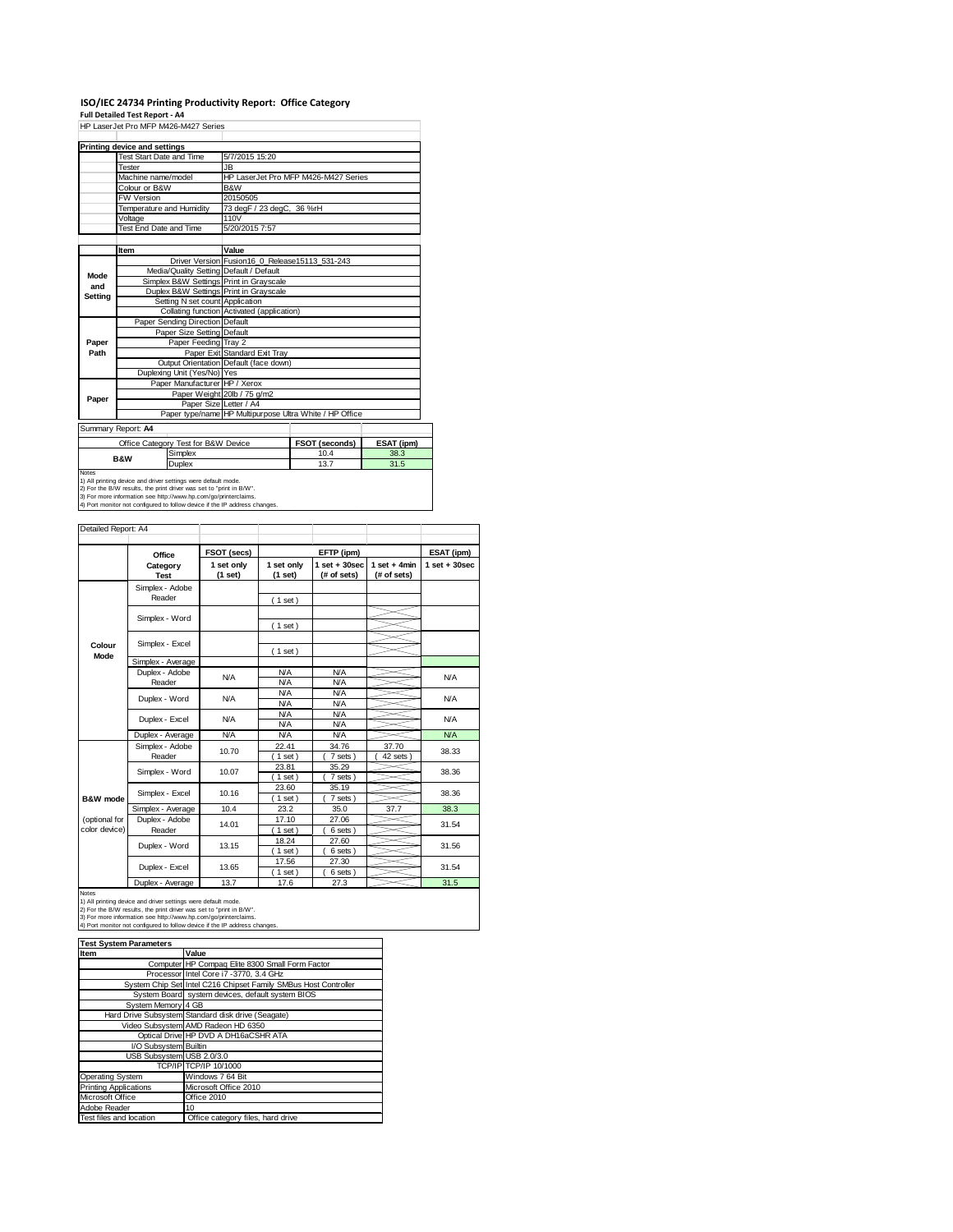# ISO/IEC 24734 Printing Productivity Report: Office Category

**Full Detailed Test Report - A4**

HP LaserJet Pro MFP M426-M427 Series

| Printing device and settings | |
|---|---|
| Test Start Date and Time | 5/7/2015 15:20 |
| Tester | JB |
| Machine name/model | HP LaserJet Pro MFP M426-M427 Series |
| Colour or B&W | B&W |
| FW Version | 20150505 |
| Temperature and Humidity | 73 degF / 23 degC, 36 %rH |
| Voltage | 110V |
| Test End Date and Time | 5/20/2015 7:57 |

| | Item | Value |
|---|---|---|
| Mode and Setting | Driver Version | Fusion16_0_Release15113_531-243 |
| | Media/Quality Setting | Default / Default |
| | Simplex B&W Settings | Print in Grayscale |
| | Duplex B&W Settings | Print in Grayscale |
| | Setting N set count | Application |
| | Collating function | Activated (application) |
| Paper Path | Paper Sending Direction | Default |
| | Paper Size Setting | Default |
| | Paper Feeding | Tray 2 |
| | Paper Exit | Standard Exit Tray |
| | Output Orientation | Default (face down) |
| | Duplexing Unit (Yes/No) | Yes |
| Paper | Paper Manufacturer | HP / Xerox |
| | Paper Weight | 20lb / 75 g/m2 |
| | Paper Size | Letter / A4 |
| | Paper type/name | HP Multipurpose Ultra White / HP Office |

Summary Report: **A4**

| Office Category Test for B&W Device | | FSOT (seconds) | ESAT (ipm) |
|---|---|---|---|
| B&W | Simplex | 10.4 | 38.3 |
| | Duplex | 13.7 | 31.5 |

Notes
1) All printing device and driver settings were default mode.
2) For the B/W results, the print driver was set to "print in B/W".
3) For more information see http://www.hp.com/go/printerclaims.
4) Port monitor not configured to follow device if the IP address changes.

Detailed Report: A4

| | Office Category Test | FSOT (secs) 1 set only (1 set) | EFTP (ipm) 1 set only (1 set) | EFTP (ipm) 1 set + 30sec (# of sets) | EFTP (ipm) 1 set + 4min (# of sets) | ESAT (ipm) 1 set + 30sec |
|---|---|---|---|---|---|---|
| Colour Mode | Simplex - Adobe Reader | | ( 1 set ) | | | |
| | Simplex - Word | | ( 1 set ) | | | |
| | Simplex - Excel | | ( 1 set ) | | | |
| | Simplex - Average | | | | | |
| | Duplex - Adobe Reader | N/A | N/A N/A | N/A N/A | | N/A |
| | Duplex - Word | N/A | N/A N/A | N/A N/A | | N/A |
| | Duplex - Excel | N/A | N/A N/A | N/A N/A | | N/A |
| | Duplex - Average | N/A | N/A | N/A | | N/A |
| B&W mode (optional for color device) | Simplex - Adobe Reader | 10.70 | 22.41 ( 1 set ) | 34.76 ( 7 sets ) | 37.70 ( 42 sets ) | 38.33 |
| | Simplex - Word | 10.07 | 23.81 ( 1 set ) | 35.29 ( 7 sets ) | | 38.36 |
| | Simplex - Excel | 10.16 | 23.60 ( 1 set ) | 35.19 ( 7 sets ) | | 38.36 |
| | Simplex - Average | 10.4 | 23.2 | 35.0 | 37.7 | 38.3 |
| | Duplex - Adobe Reader | 14.01 | 17.10 ( 1 set ) | 27.06 ( 6 sets ) | | 31.54 |
| | Duplex - Word | 13.15 | 18.24 ( 1 set ) | 27.60 ( 6 sets ) | | 31.56 |
| | Duplex - Excel | 13.65 | 17.56 ( 1 set ) | 27.30 ( 6 sets ) | | 31.54 |
| | Duplex - Average | 13.7 | 17.6 | 27.3 | | 31.5 |

Notes
1) All printing device and driver settings were default mode.
2) For the B/W results, the print driver was set to "print in B/W".
3) For more information see http://www.hp.com/go/printerclaims.
4) Port monitor not configured to follow device if the IP address changes.

| Test System Parameters | |
|---|---|
| **Item** | **Value** |
| Computer | HP Compaq Elite 8300 Small Form Factor |
| Processor | Intel Core i7 -3770, 3.4 GHz |
| System Chip Set | Intel C216 Chipset Family SMBus Host Controller |
| System Board | system devices, default system BIOS |
| System Memory | 4 GB |
| Hard Drive Subsystem | Standard disk drive (Seagate) |
| Video Subsystem | AMD Radeon HD 6350 |
| Optical Drive | HP DVD A DH16aCSHR ATA |
| I/O Subsystem | Builtin |
| USB Subsystem | USB 2.0/3.0 |
| TCP/IP | TCP/IP 10/1000 |
| Operating System | Windows 7 64 Bit |
| Printing Applications | Microsoft Office 2010 |
| Microsoft Office | Office 2010 |
| Adobe Reader | 10 |
| Test files and location | Office category files, hard drive |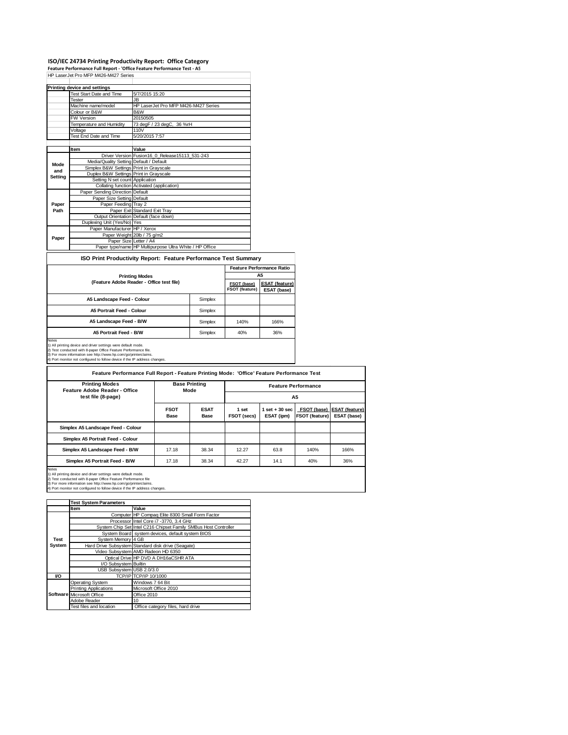# ISO/IEC 24734 Printing Productivity Report: Office Category

**Feature Performance Full Report - 'Office Feature Performance Test - A5**

HP LaserJet Pro MFP M426-M427 Series

| Printing device and settings | |
|---|---|
| Test Start Date and Time | 5/7/2015 15:20 |
| Tester | JB |
| Machine name/model | HP LaserJet Pro MFP M426-M427 Series |
| Colour or B&W | B&W |
| FW Version | 20150505 |
| Temperature and Humidity | 73 degF / 23 degC, 36 %rH |
| Voltage | 110V |
| Test End Date and Time | 5/20/2015 7:57 |

| | Item | Value |
|---|---|---|
| Mode and Setting | Driver Version | Fusion16_0_Release15113_531-243 |
| | Media/Quality Setting | Default / Default |
| | Simplex B&W Settings | Print in Grayscale |
| | Duplex B&W Settings | Print in Grayscale |
| | Setting N set count | Application |
| | Collating function | Activated (application) |
| Paper Path | Paper Sending Direction | Default |
| | Paper Size Setting | Default |
| | Paper Feeding | Tray 2 |
| | Paper Exit | Standard Exit Tray |
| | Output Orientation | Default (face down) |
| | Duplexing Unit (Yes/No) | Yes |
| Paper | Paper Manufacturer | HP / Xerox |
| | Paper Weight | 20lb / 75 g/m2 |
| | Paper Size | Letter / A4 |
| | Paper type/name | HP Multipurpose Ultra White / HP Office |

## ISO Print Productivity Report: Feature Performance Test Summary

| Printing Modes (Feature Adobe Reader - Office test file) | | Feature Performance Ratio A5: FSOT (base) / FSOT (feature) | ESAT (feature) / ESAT (base) |
|---|---|---|---|
| A5 Landscape Feed - Colour | Simplex | | |
| A5 Portrait Feed - Colour | Simplex | | |
| A5 Landscape Feed - B/W | Simplex | 140% | 166% |
| A5 Portrait Feed - B/W | Simplex | 40% | 36% |

Notes
1) All printing device and driver settings were default mode.
2) Test conducted with 8-paper Office Feature Performance file.
3) For more information see http://www.hp.com/go/printerclaims.
4) Port monitor not configured to follow device if the IP address changes.

## Feature Performance Full Report - Feature Printing Mode: 'Office' Feature Performance Test

| Printing Modes Feature Adobe Reader - Office test file (8-page) | Base Printing Mode | | Feature Performance A5 | | | |
|---|---|---|---|---|---|---|
| | FSOT Base | ESAT Base | 1 set FSOT (secs) | 1 set + 30 sec ESAT (ipm) | FSOT (base) / FSOT (feature) | ESAT (feature) / ESAT (base) |
| Simplex A5 Landscape Feed - Colour | | | | | | |
| Simplex A5 Portrait Feed - Colour | | | | | | |
| Simplex A5 Landscape Feed - B/W | 17.18 | 38.34 | 12.27 | 63.8 | 140% | 166% |
| Simplex A5 Portrait Feed - B/W | 17.18 | 38.34 | 42.27 | 14.1 | 40% | 36% |

Notes
1) All printing device and driver settings were default mode.
2) Test conducted with 8-paper Office Feature Performance file
3) For more information see http://www.hp.com/go/printerclaims.
4) Port monitor not configured to follow device if the IP address changes.

| | Test System Parameters | |
|---|---|---|
| | Item | Value |
| Test System | Computer | HP Compaq Elite 8300 Small Form Factor |
| | Processor | Intel Core i7 -3770, 3.4 GHz |
| | System Chip Set | Intel C216 Chipset Family SMBus Host Controller |
| | System Board | system devices, default system BIOS |
| | System Memory | 4 GB |
| | Hard Drive Subsystem | Standard disk drive (Seagate) |
| | Video Subsystem | AMD Radeon HD 6350 |
| | Optical Drive | HP DVD A DH16aCSHR ATA |
| | I/O Subsystem | Builtin |
| | USB Subsystem | USB 2.0/3.0 |
| I/O | TCP/IP | TCP/IP 10/1000 |
| Software | Operating System | Windows 7 64 Bit |
| | Printing Applications | Microsoft Office 2010 |
| | Microsoft Office | Office 2010 |
| | Adobe Reader | 10 |
| | Test files and location | Office category files, hard drive |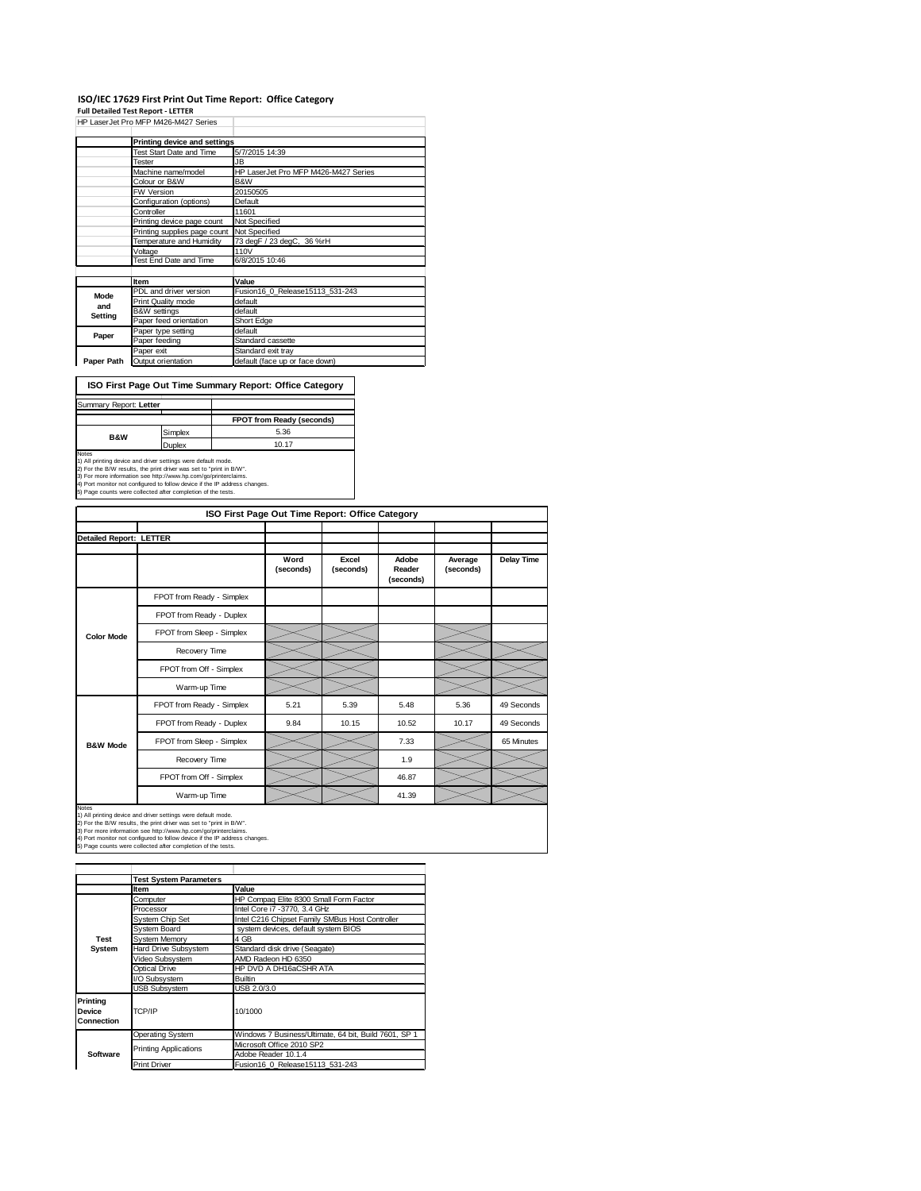## ISO/IEC 17629 First Print Out Time Report: Office Category

**Full Detailed Test Report - LETTER**

HP LaserJet Pro MFP M426-M427 Series

| | Printing device and settings | |
|---|---|---|
| | Test Start Date and Time | 5/7/2015 14:39 |
| | Tester | JB |
| | Machine name/model | HP LaserJet Pro MFP M426-M427 Series |
| | Colour or B&W | B&W |
| | FW Version | 20150505 |
| | Configuration (options) | Default |
| | Controller | 11601 |
| | Printing device page count | Not Specified |
| | Printing supplies page count | Not Specified |
| | Temperature and Humidity | 73 degF / 23 degC, 36 %rH |
| | Voltage | 110V |
| | Test End Date and Time | 6/8/2015 10:46 |

| | Item | Value |
|---|---|---|
| Mode and Setting | PDL and driver version | Fusion16_0_Release15113_531-243 |
| | Print Quality mode | default |
| | B&W settings | default |
| | Paper feed orientation | Short Edge |
| Paper | Paper type setting | default |
| | Paper feeding | Standard cassette |
| | Paper exit | Standard exit tray |
| Paper Path | Output orientation | default (face up or face down) |

### ISO First Page Out Time Summary Report: Office Category

Summary Report: **Letter**

| | | FPOT from Ready (seconds) |
|---|---|---|
| B&W | Simplex | 5.36 |
| | Duplex | 10.17 |

Notes
1) All printing device and driver settings were default mode.
2) For the B/W results, the print driver was set to "print in B/W".
3) For more information see http://www.hp.com/go/printerclaims.
4) Port monitor not configured to follow device if the IP address changes.
5) Page counts were collected after completion of the tests.

### ISO First Page Out Time Report: Office Category

**Detailed Report: LETTER**

| | | Word (seconds) | Excel (seconds) | Adobe Reader (seconds) | Average (seconds) | Delay Time |
|---|---|---|---|---|---|---|
| Color Mode | FPOT from Ready - Simplex | | | | | |
| | FPOT from Ready - Duplex | | | | | |
| | FPOT from Sleep - Simplex | | | | | |
| | Recovery Time | | | | | |
| | FPOT from Off - Simplex | | | | | |
| | Warm-up Time | | | | | |
| B&W Mode | FPOT from Ready - Simplex | 5.21 | 5.39 | 5.48 | 5.36 | 49 Seconds |
| | FPOT from Ready - Duplex | 9.84 | 10.15 | 10.52 | 10.17 | 49 Seconds |
| | FPOT from Sleep - Simplex | | | 7.33 | | 65 Minutes |
| | Recovery Time | | | 1.9 | | |
| | FPOT from Off - Simplex | | | 46.87 | | |
| | Warm-up Time | | | 41.39 | | |

Notes
1) All printing device and driver settings were default mode.
2) For the B/W results, the print driver was set to "print in B/W".
3) For more information see http://www.hp.com/go/printerclaims.
4) Port monitor not configured to follow device if the IP address changes.
5) Page counts were collected after completion of the tests.

| | Test System Parameters | |
|---|---|---|
| | Item | Value |
| Test System | Computer | HP Compaq Elite 8300 Small Form Factor |
| | Processor | Intel Core i7 -3770, 3.4 GHz |
| | System Chip Set | Intel C216 Chipset Family SMBus Host Controller |
| | System Board | system devices, default system BIOS |
| | System Memory | 4 GB |
| | Hard Drive Subsystem | Standard disk drive (Seagate) |
| | Video Subsystem | AMD Radeon HD 6350 |
| | Optical Drive | HP DVD A DH16aCSHR ATA |
| | I/O Subsystem | Builtin |
| | USB Subsystem | USB 2.0/3.0 |
| Printing Device Connection | TCP/IP | 10/1000 |
| Software | Operating System | Windows 7 Business/Ultimate, 64 bit, Build 7601, SP 1 |
| | Printing Applications | Microsoft Office 2010 SP2 |
| | | Adobe Reader 10.1.4 |
| | Print Driver | Fusion16_0_Release15113_531-243 |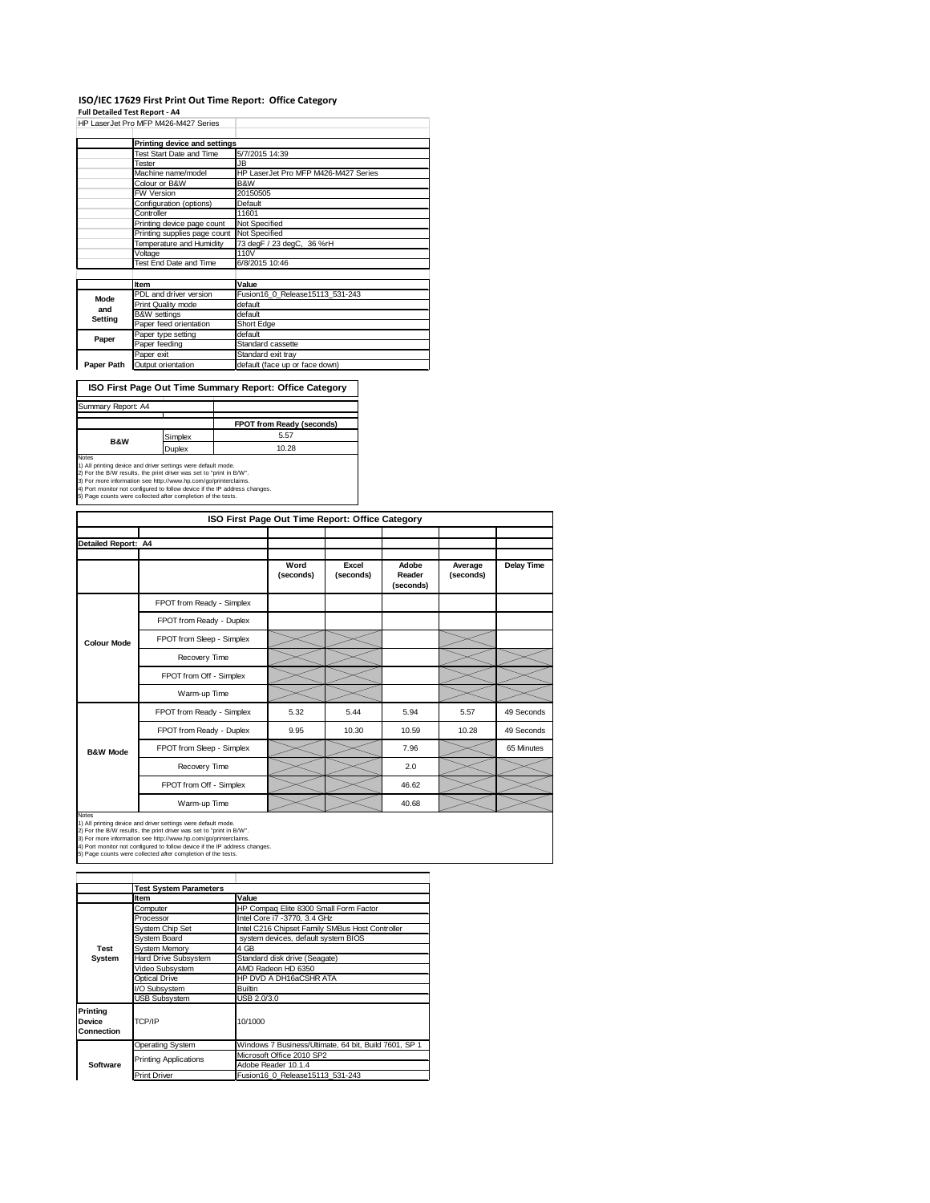# ISO/IEC 17629 First Print Out Time Report: Office Category

**Full Detailed Test Report - A4**

| HP LaserJet Pro MFP M426-M427 Series | | |
|---|---|---|
| | **Printing device and settings** | |
| | Test Start Date and Time | 5/7/2015 14:39 |
| | Tester | JB |
| | Machine name/model | HP LaserJet Pro MFP M426-M427 Series |
| | Colour or B&W | B&W |
| | FW Version | 20150505 |
| | Configuration (options) | Default |
| | Controller | 11601 |
| | Printing device page count | Not Specified |
| | Printing supplies page count | Not Specified |
| | Temperature and Humidity | 73 degF / 23 degC, 36 %rH |
| | Voltage | 110V |
| | Test End Date and Time | 6/8/2015 10:46 |
| | | |
| | **Item** | **Value** |
| **Mode and Setting** | PDL and driver version | Fusion16_0_Release15113_531-243 |
| | Print Quality mode | default |
| | B&W settings | default |
| | Paper feed orientation | Short Edge |
| **Paper** | Paper type setting | default |
| | Paper feeding | Standard cassette |
| | Paper exit | Standard exit tray |
| **Paper Path** | Output orientation | default (face up or face down) |

## ISO First Page Out Time Summary Report: Office Category

Summary Report: A4

| | | FPOT from Ready (seconds) |
|---|---|---|
| **B&W** | Simplex | 5.57 |
| | Duplex | 10.28 |

Notes
1) All printing device and driver settings were default mode.
2) For the B/W results, the print driver was set to "print in B/W".
3) For more information see http://www.hp.com/go/printerclaims.
4) Port monitor not configured to follow device if the IP address changes.
5) Page counts were collected after completion of the tests.

## ISO First Page Out Time Report: Office Category

Detailed Report: A4

| | | Word (seconds) | Excel (seconds) | Adobe Reader (seconds) | Average (seconds) | Delay Time |
|---|---|---|---|---|---|---|
| **Colour Mode** | FPOT from Ready - Simplex | | | | | |
| | FPOT from Ready - Duplex | | | | | |
| | FPOT from Sleep - Simplex | | | | | |
| | Recovery Time | | | | | |
| | FPOT from Off - Simplex | | | | | |
| | Warm-up Time | | | | | |
| **B&W Mode** | FPOT from Ready - Simplex | 5.32 | 5.44 | 5.94 | 5.57 | 49 Seconds |
| | FPOT from Ready - Duplex | 9.95 | 10.30 | 10.59 | 10.28 | 49 Seconds |
| | FPOT from Sleep - Simplex | | | 7.96 | | 65 Minutes |
| | Recovery Time | | | 2.0 | | |
| | FPOT from Off - Simplex | | | 46.62 | | |
| | Warm-up Time | | | 40.68 | | |

Notes
1) All printing device and driver settings were default mode.
2) For the B/W results, the print driver was set to "print in B/W".
3) For more information see http://www.hp.com/go/printerclaims.
4) Port monitor not configured to follow device if the IP address changes.
5) Page counts were collected after completion of the tests.

| | **Test System Parameters** | |
|---|---|---|
| | **Item** | **Value** |
| **Test System** | Computer | HP Compaq Elite 8300 Small Form Factor |
| | Processor | Intel Core i7 -3770, 3.4 GHz |
| | System Chip Set | Intel C216 Chipset Family SMBus Host Controller |
| | System Board | system devices, default system BIOS |
| | System Memory | 4 GB |
| | Hard Drive Subsystem | Standard disk drive (Seagate) |
| | Video Subsystem | AMD Radeon HD 6350 |
| | Optical Drive | HP DVD A DH16aCSHR ATA |
| | I/O Subsystem | Builtin |
| | USB Subsystem | USB 2.0/3.0 |
| **Printing Device Connection** | TCP/IP | 10/1000 |
| **Software** | Operating System | Windows 7 Business/Ultimate, 64 bit, Build 7601, SP 1 |
| | Printing Applications | Microsoft Office 2010 SP2 |
| | | Adobe Reader 10.1.4 |
| | Print Driver | Fusion16_0_Release15113_531-243 |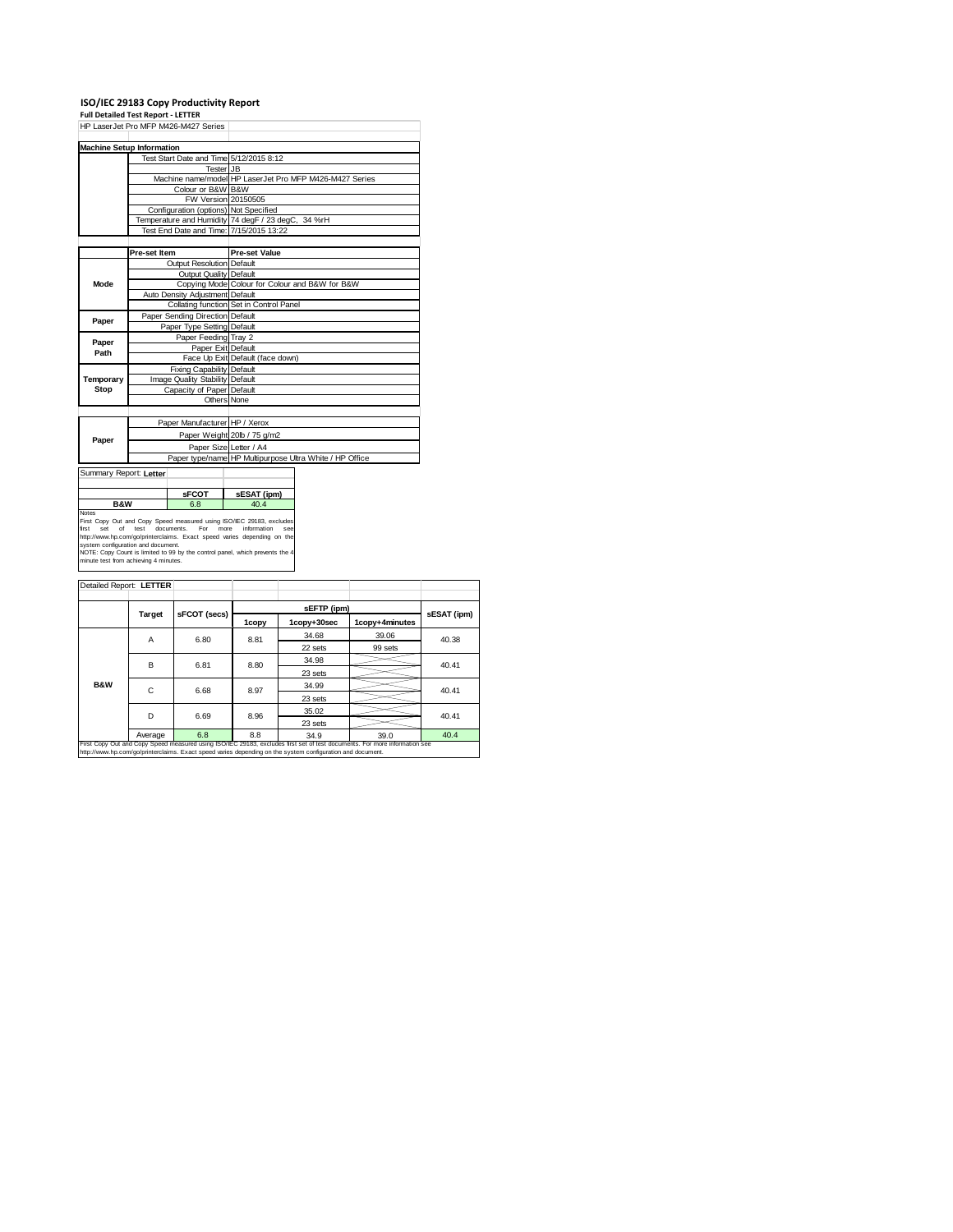# ISO/IEC 29183 Copy Productivity Report

**Full Detailed Test Report - LETTER**

HP LaserJet Pro MFP M426-M427 Series

| Machine Setup Information | | |
|---|---|---|
| | Test Start Date and Time | 5/12/2015 8:12 |
| | Tester | JB |
| | Machine name/model | HP LaserJet Pro MFP M426-M427 Series |
| | Colour or B&W | B&W |
| | FW Version | 20150505 |
| | Configuration (options) | Not Specified |
| | Temperature and Humidity | 74 degF / 23 degC, 34 %rH |
| | Test End Date and Time: | 7/15/2015 13:22 |

| | Pre-set Item | Pre-set Value |
|---|---|---|
| Mode | Output Resolution | Default |
| | Output Quality | Default |
| | Copying Mode | Colour for Colour and B&W for B&W |
| | Auto Density Adjustment | Default |
| | Collating function | Set in Control Panel |
| Paper | Paper Sending Direction | Default |
| | Paper Type Setting | Default |
| Paper Path | Paper Feeding | Tray 2 |
| | Paper Exit | Default |
| | Face Up Exit | Default (face down) |
| Temporary Stop | Fixing Capability | Default |
| | Image Quality Stability | Default |
| | Capacity of Paper | Default |
| | Others | None |

| Paper | | |
|---|---|---|
| | Paper Manufacturer | HP / Xerox |
| | Paper Weight | 20lb / 75 g/m2 |
| | Paper Size | Letter / A4 |
| | Paper type/name | HP Multipurpose Ultra White / HP Office |

Summary Report: **Letter**

| | sFCOT | sESAT (ipm) |
|---|---|---|
| B&W | 6.8 | 40.4 |

Notes

First Copy Out and Copy Speed measured using ISO/IEC 29183, excludes first set of test documents. For more information see http://www.hp.com/go/printerclaims. Exact speed varies depending on the system configuration and document.

NOTE: Copy Count is limited to 99 by the control panel, which prevents the 4 minute test from achieving 4 minutes.

Detailed Report: **LETTER**

| | Target | sFCOT (secs) | sEFTP (ipm) 1copy | sEFTP (ipm) 1copy+30sec | sEFTP (ipm) 1copy+4minutes | sESAT (ipm) |
|---|---|---|---|---|---|---|
| B&W | A | 6.80 | 8.81 | 34.68 | 39.06 | 40.38 |
| | | | | 22 sets | 99 sets | |
| | B | 6.81 | 8.80 | 34.98 | | 40.41 |
| | | | | 23 sets | | |
| | C | 6.68 | 8.97 | 34.99 | | 40.41 |
| | | | | 23 sets | | |
| | D | 6.69 | 8.96 | 35.02 | | 40.41 |
| | | | | 23 sets | | |
| | Average | 6.8 | 8.8 | 34.9 | 39.0 | 40.4 |

First Copy Out and Copy Speed measured using ISO/IEC 29183, excludes first set of test documents. For more information see http://www.hp.com/go/printerclaims. Exact speed varies depending on the system configuration and document.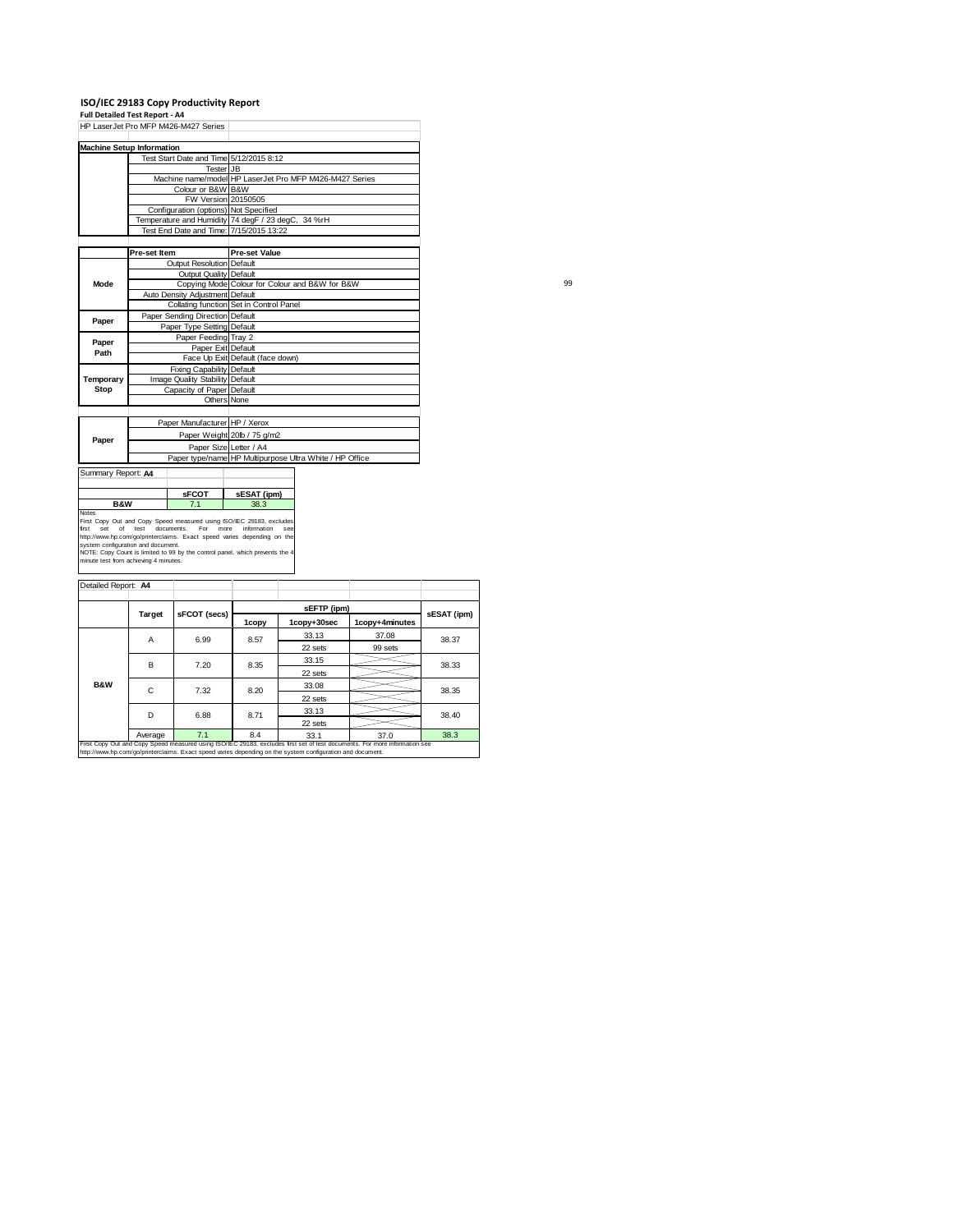## ISO/IEC 29183 Copy Productivity Report

**Full Detailed Test Report - A4**

HP LaserJet Pro MFP M426-M427 Series

| Machine Setup Information | | |
|---|---|---|
| | Test Start Date and Time | 5/12/2015 8:12 |
| | Tester | JB |
| | Machine name/model | HP LaserJet Pro MFP M426-M427 Series |
| | Colour or B&W | B&W |
| | FW Version | 20150505 |
| | Configuration (options) | Not Specified |
| | Temperature and Humidity | 74 degF / 23 degC, 34 %rH |
| | Test End Date and Time: | 7/15/2015 13:22 |

| | Pre-set Item | Pre-set Value |
|---|---|---|
| Mode | Output Resolution | Default |
| | Output Quality | Default |
| | Copying Mode | Colour for Colour and B&W for B&W |
| | Auto Density Adjustment | Default |
| | Collating function | Set in Control Panel |
| Paper | Paper Sending Direction | Default |
| | Paper Type Setting | Default |
| Paper Path | Paper Feeding | Tray 2 |
| | Paper Exit | Default |
| | Face Up Exit | Default (face down) |
| Temporary Stop | Fixing Capability | Default |
| | Image Quality Stability | Default |
| | Capacity of Paper | Default |
| | Others | None |

| | | |
|---|---|---|
| Paper | Paper Manufacturer | HP / Xerox |
| | Paper Weight | 20lb / 75 g/m2 |
| | Paper Size | Letter / A4 |
| | Paper type/name | HP Multipurpose Ultra White / HP Office |

99

**Summary Report: A4**

| | sFCOT | sESAT (ipm) |
|---|---|---|
| B&W | 7.1 | 38.3 |

Notes

First Copy Out and Copy Speed measured using ISO/IEC 29183, excludes first set of test documents. For more information see http://www.hp.com/go/printerclaims. Exact speed varies depending on the system configuration and document.

NOTE: Copy Count is limited to 99 by the control panel, which prevents the 4 minute test from achieving 4 minutes.

**Detailed Report: A4**

| | Target | sFCOT (secs) | sEFTP (ipm) 1copy | sEFTP (ipm) 1copy+30sec | sEFTP (ipm) 1copy+4minutes | sESAT (ipm) |
|---|---|---|---|---|---|---|
| B&W | A | 6.99 | 8.57 | 33.13 | 37.08 | 38.37 |
| | | | | 22 sets | 99 sets | |
| | B | 7.20 | 8.35 | 33.15 | | 38.33 |
| | | | | 22 sets | | |
| | C | 7.32 | 8.20 | 33.08 | | 38.35 |
| | | | | 22 sets | | |
| | D | 6.88 | 8.71 | 33.13 | | 38.40 |
| | | | | 22 sets | | |
| | Average | 7.1 | 8.4 | 33.1 | 37.0 | 38.3 |

First Copy Out and Copy Speed measured using ISO/IEC 29183, excludes first set of test documents. For more information see http://www.hp.com/go/printerclaims. Exact speed varies depending on the system configuration and document.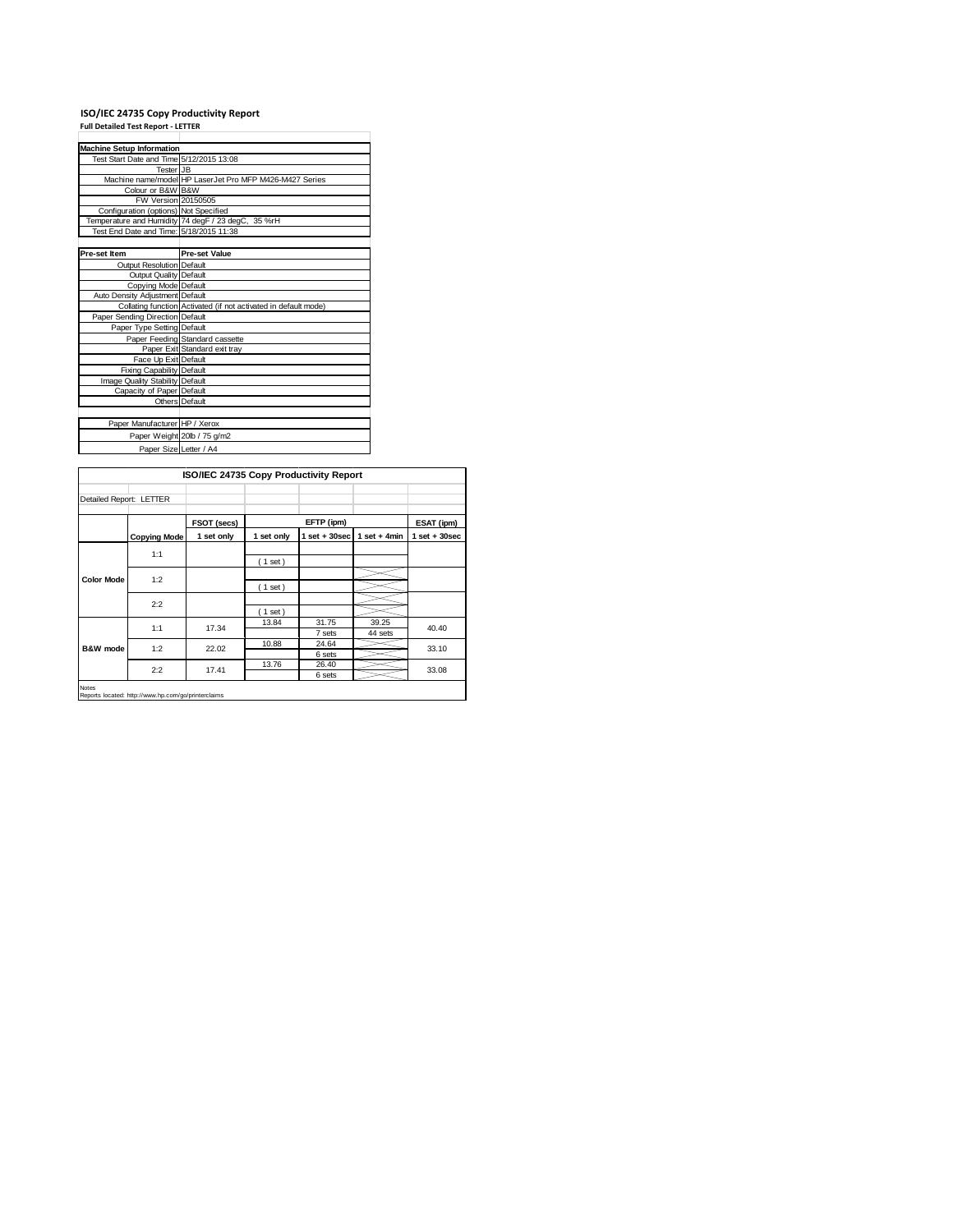# ISO/IEC 24735 Copy Productivity Report

**Full Detailed Test Report - LETTER**

| Machine Setup Information | |
|---|---|
| Test Start Date and Time | 5/12/2015 13:08 |
| Tester | JB |
| Machine name/model | HP LaserJet Pro MFP M426-M427 Series |
| Colour or B&W | B&W |
| FW Version | 20150505 |
| Configuration (options) | Not Specified |
| Temperature and Humidity | 74 degF / 23 degC, 35 %rH |
| Test End Date and Time: | 5/18/2015 11:38 |

| Pre-set Item | Pre-set Value |
|---|---|
| Output Resolution | Default |
| Output Quality | Default |
| Copying Mode | Default |
| Auto Density Adjustment | Default |
| Collating function | Activated (if not activated in default mode) |
| Paper Sending Direction | Default |
| Paper Type Setting | Default |
| Paper Feeding | Standard cassette |
| Paper Exit | Standard exit tray |
| Face Up Exit | Default |
| Fixing Capability | Default |
| Image Quality Stability | Default |
| Capacity of Paper | Default |
| Others | Default |

| | |
|---|---|
| Paper Manufacturer | HP / Xerox |
| Paper Weight | 20lb / 75 g/m2 |
| Paper Size | Letter / A4 |

**ISO/IEC 24735 Copy Productivity Report**

Detailed Report: LETTER

| | | FSOT (secs) | EFTP (ipm) | | | ESAT (ipm) |
|---|---|---|---|---|---|---|
| | Copying Mode | 1 set only | 1 set only | 1 set + 30sec | 1 set + 4min | 1 set + 30sec |
| Color Mode | 1:1 | | ( 1 set ) | | | |
| | 1:2 | | ( 1 set ) | | | |
| | 2:2 | | ( 1 set ) | | | |
| B&W mode | 1:1 | 17.34 | 13.84 | 31.75 (7 sets) | 39.25 (44 sets) | 40.40 |
| | 1:2 | 22.02 | 10.88 | 24.64 (6 sets) | | 33.10 |
| | 2:2 | 17.41 | 13.76 | 26.40 (6 sets) | | 33.08 |

Notes

Reports located: http://www.hp.com/go/printerclaims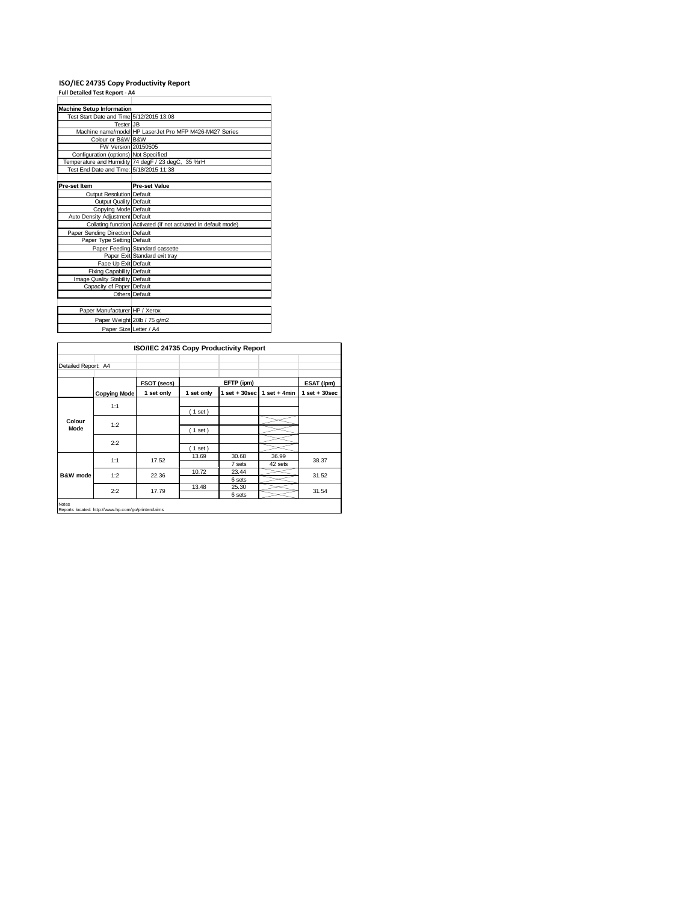# ISO/IEC 24735 Copy Productivity Report

**Full Detailed Test Report - A4**

| Machine Setup Information | |
|---|---|
| Test Start Date and Time | 5/12/2015 13:08 |
| Tester | JB |
| Machine name/model | HP LaserJet Pro MFP M426-M427 Series |
| Colour or B&W | B&W |
| FW Version | 20150505 |
| Configuration (options) | Not Specified |
| Temperature and Humidity | 74 degF / 23 degC, 35 %rH |
| Test End Date and Time: | 5/18/2015 11:38 |

| Pre-set Item | Pre-set Value |
|---|---|
| Output Resolution | Default |
| Output Quality | Default |
| Copying Mode | Default |
| Auto Density Adjustment | Default |
| Collating function | Activated (if not activated in default mode) |
| Paper Sending Direction | Default |
| Paper Type Setting | Default |
| Paper Feeding | Standard cassette |
| Paper Exit | Standard exit tray |
| Face Up Exit | Default |
| Fixing Capability | Default |
| Image Quality Stability | Default |
| Capacity of Paper | Default |
| Others | Default |

| | |
|---|---|
| Paper Manufacturer | HP / Xerox |
| Paper Weight | 20lb / 75 g/m2 |
| Paper Size | Letter / A4 |

## ISO/IEC 24735 Copy Productivity Report

Detailed Report: A4

| | | FSOT (secs) | EFTP (ipm) | | | ESAT (ipm) |
|---|---|---|---|---|---|---|
| | Copying Mode | 1 set only | 1 set only | 1 set + 30sec | 1 set + 4min | 1 set + 30sec |
| Colour Mode | 1:1 | | ( 1 set ) | | | |
| | 1:2 | | ( 1 set ) | | | |
| | 2:2 | | ( 1 set ) | | | |
| B&W mode | 1:1 | 17.52 | 13.69 | 30.68<br>7 sets | 36.99<br>42 sets | 38.37 |
| | 1:2 | 22.36 | 10.72 | 23.44<br>6 sets | | 31.52 |
| | 2:2 | 17.79 | 13.48 | 25.30<br>6 sets | | 31.54 |

Notes
Reports located: http://www.hp.com/go/printerclaims